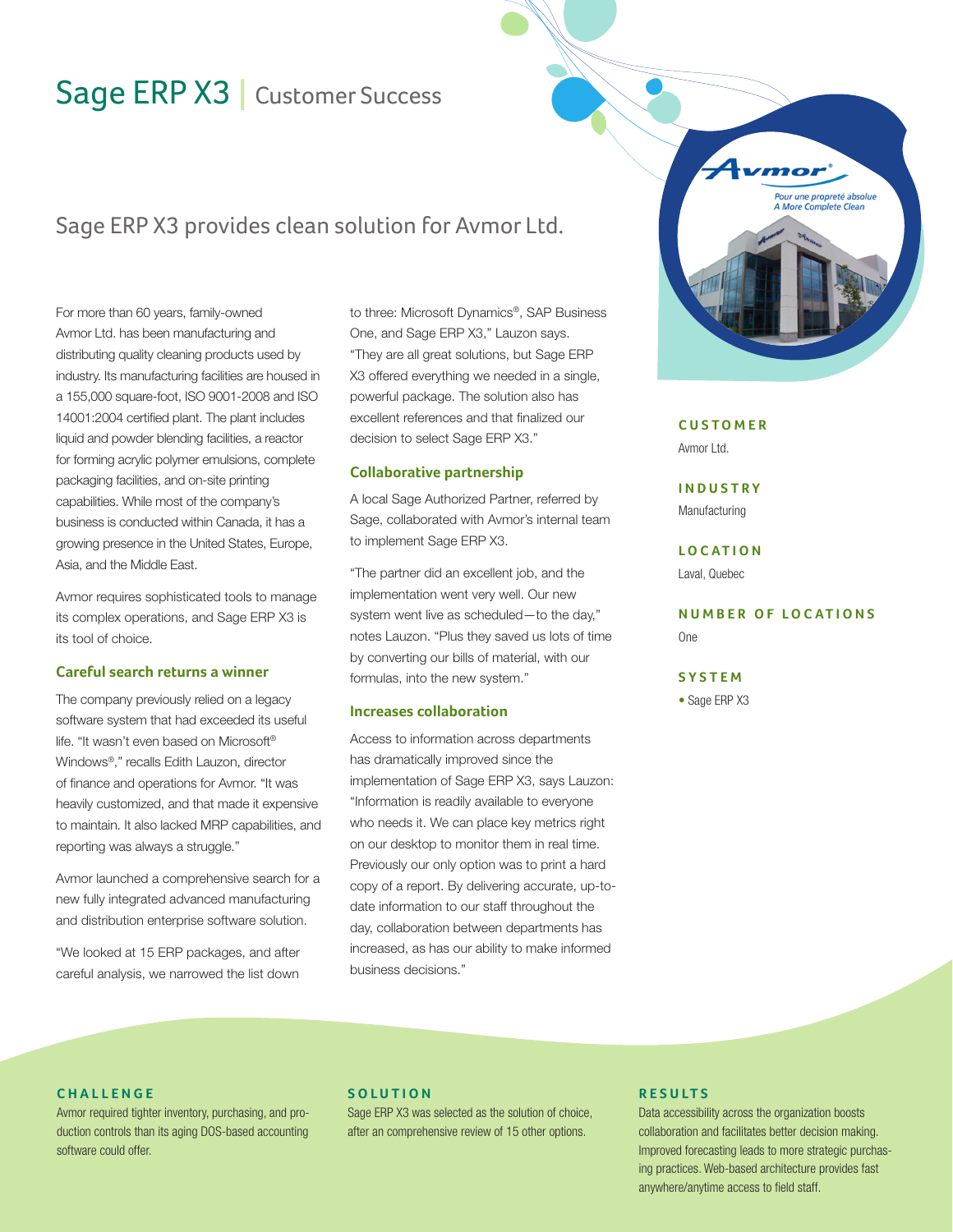# Sage ERP X3 | Customer Success

## Sage ERP X3 provides clean solution for Avmor Ltd.

For more than 60 years, family-owned Avmor Ltd. has been manufacturing and distributing quality cleaning products used by industry. Its manufacturing facilities are housed in a 155,000 square-foot, ISO 9001-2008 and ISO 14001:2004 certified plant. The plant includes liquid and powder blending facilities, a reactor for forming acrylic polymer emulsions, complete packaging facilities, and on-site printing capabilities. While most of the company's business is conducted within Canada, it has a growing presence in the United States, Europe, Asia, and the Middle East.

Avmor requires sophisticated tools to manage its complex operations, and Sage ERP X3 is its tool of choice.

### Careful search returns a winner

The company previously relied on a legacy software system that had exceeded its useful life. "It wasn't even based on Microsoft® Windows®," recalls Edith Lauzon, director of finance and operations for Avmor. "It was heavily customized, and that made it expensive to maintain. It also lacked MRP capabilities, and reporting was always a struggle."

Avmor launched a comprehensive search for a new fully integrated advanced manufacturing and distribution enterprise software solution.

"We looked at 15 ERP packages, and after careful analysis, we narrowed the list down to three: Microsoft Dynamics®, SAP Business One, and Sage ERP X3," Lauzon says. "They are all great solutions, but Sage ERP X3 offered everything we needed in a single, powerful package. The solution also has excellent references and that finalized our decision to select Sage ERP X3."

### Collaborative partnership

A local Sage Authorized Partner, referred by Sage, collaborated with Avmor's internal team to implement Sage ERP X3.

"The partner did an excellent job, and the implementation went very well. Our new system went live as scheduled—to the day," notes Lauzon. "Plus they saved us lots of time by converting our bills of material, with our formulas, into the new system."

### Increases collaboration

Access to information across departments has dramatically improved since the implementation of Sage ERP X3, says Lauzon: "Information is readily available to everyone who needs it. We can place key metrics right on our desktop to monitor them in real time. Previously our only option was to print a hard copy of a report. By delivering accurate, up-to-date information to our staff throughout the day, collaboration between departments has increased, as has our ability to make informed business decisions."

Avmor®
*Pour une propreté absolue*
*A More Complete Clean*

**CUSTOMER**
Avmor Ltd.

**INDUSTRY**
Manufacturing

**LOCATION**
Laval, Quebec

**NUMBER OF LOCATIONS**
One

**SYSTEM**
- Sage ERP X3

**CHALLENGE**
Avmor required tighter inventory, purchasing, and production controls than its aging DOS-based accounting software could offer.

**SOLUTION**
Sage ERP X3 was selected as the solution of choice, after an comprehensive review of 15 other options.

**RESULTS**
Data accessibility across the organization boosts collaboration and facilitates better decision making. Improved forecasting leads to more strategic purchasing practices. Web-based architecture provides fast anywhere/anytime access to field staff.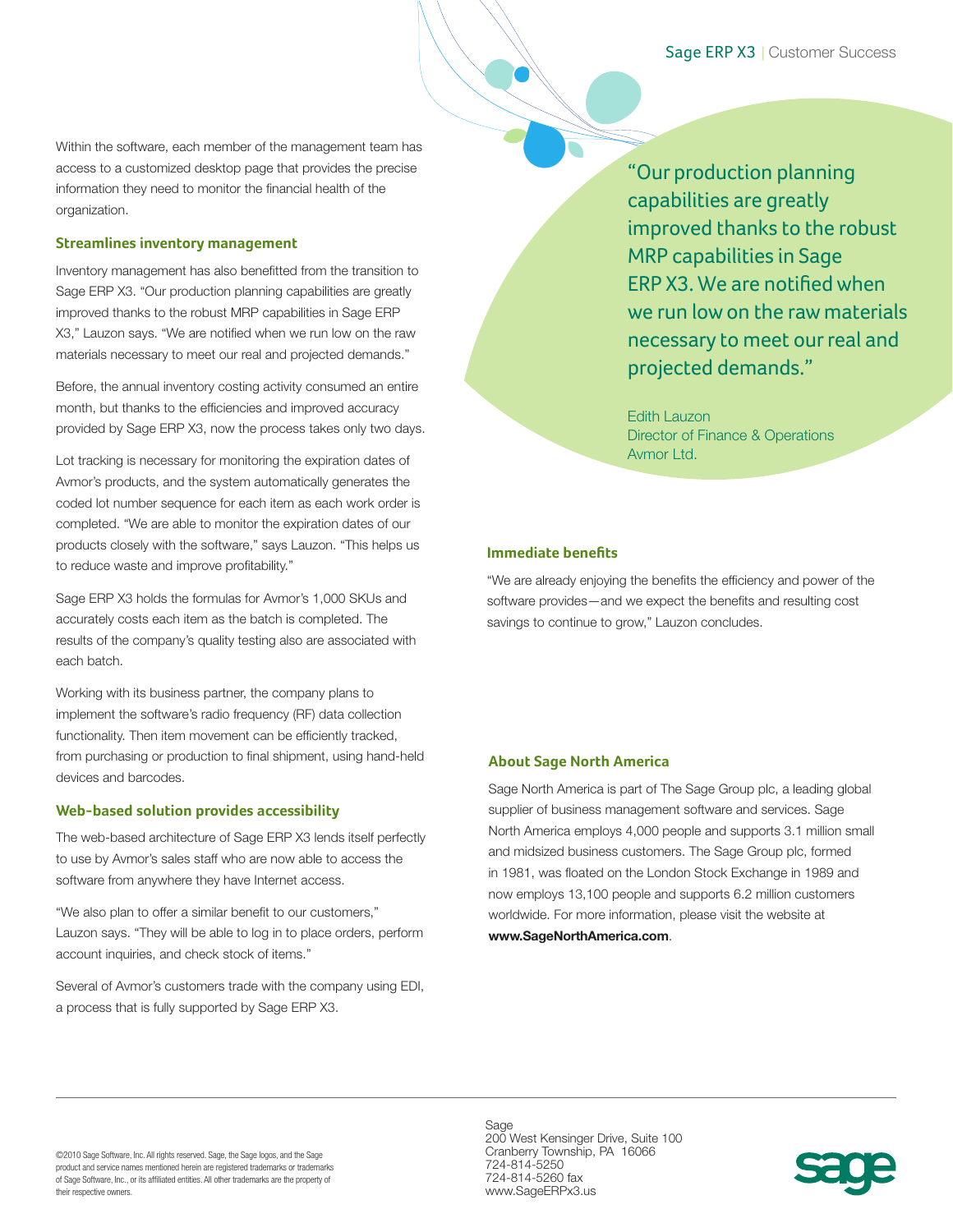Within the software, each member of the management team has access to a customized desktop page that provides the precise information they need to monitor the financial health of the organization.

### Streamlines inventory management

Inventory management has also benefitted from the transition to Sage ERP X3. "Our production planning capabilities are greatly improved thanks to the robust MRP capabilities in Sage ERP X3," Lauzon says. "We are notified when we run low on the raw materials necessary to meet our real and projected demands."

Before, the annual inventory costing activity consumed an entire month, but thanks to the efficiencies and improved accuracy provided by Sage ERP X3, now the process takes only two days.

Lot tracking is necessary for monitoring the expiration dates of Avmor's products, and the system automatically generates the coded lot number sequence for each item as each work order is completed. "We are able to monitor the expiration dates of our products closely with the software," says Lauzon. "This helps us to reduce waste and improve profitability."

Sage ERP X3 holds the formulas for Avmor's 1,000 SKUs and accurately costs each item as the batch is completed. The results of the company's quality testing also are associated with each batch.

Working with its business partner, the company plans to implement the software's radio frequency (RF) data collection functionality. Then item movement can be efficiently tracked, from purchasing or production to final shipment, using hand-held devices and barcodes.

### Web-based solution provides accessibility

The web-based architecture of Sage ERP X3 lends itself perfectly to use by Avmor's sales staff who are now able to access the software from anywhere they have Internet access.

"We also plan to offer a similar benefit to our customers," Lauzon says. "They will be able to log in to place orders, perform account inquiries, and check stock of items."

Several of Avmor's customers trade with the company using EDI, a process that is fully supported by Sage ERP X3.

> "Our production planning capabilities are greatly improved thanks to the robust MRP capabilities in Sage ERP X3. We are notified when we run low on the raw materials necessary to meet our real and projected demands."
>
> Edith Lauzon
> Director of Finance & Operations
> Avmor Ltd.

### Immediate benefits

"We are already enjoying the benefits the efficiency and power of the software provides—and we expect the benefits and resulting cost savings to continue to grow," Lauzon concludes.

### About Sage North America

Sage North America is part of The Sage Group plc, a leading global supplier of business management software and services. Sage North America employs 4,000 people and supports 3.1 million small and midsized business customers. The Sage Group plc, formed in 1981, was floated on the London Stock Exchange in 1989 and now employs 13,100 people and supports 6.2 million customers worldwide. For more information, please visit the website at **www.SageNorthAmerica.com**.

©2010 Sage Software, Inc. All rights reserved. Sage, the Sage logos, and the Sage product and service names mentioned herein are registered trademarks or trademarks of Sage Software, Inc., or its affiliated entities. All other trademarks are the property of their respective owners.

Sage
200 West Kensinger Drive, Suite 100
Cranberry Township, PA 16066
724-814-5250
724-814-5260 fax
www.SageERPx3.us